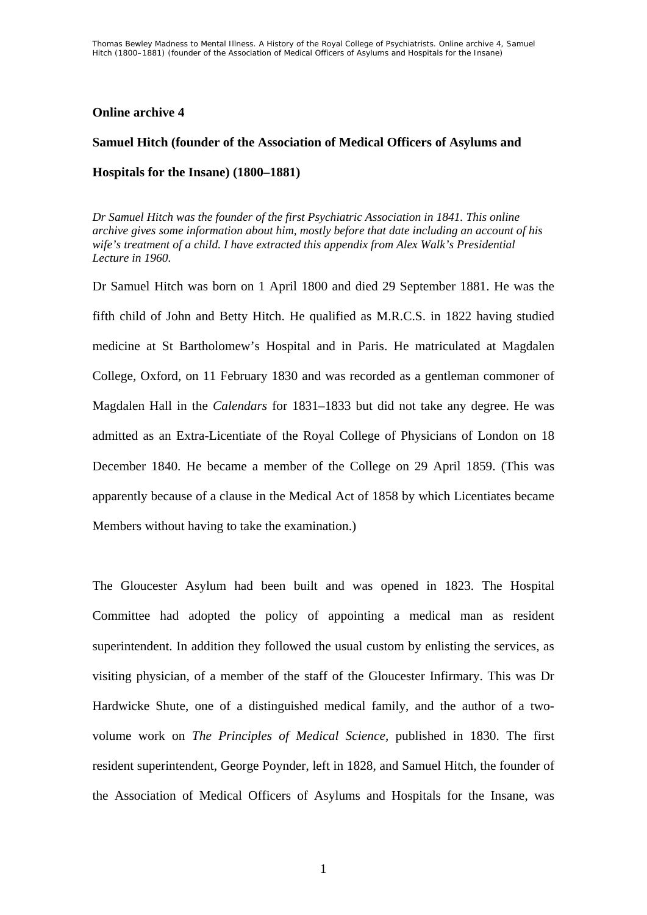**Online archive 4**

**Samuel Hitch (founder of the Association of Medical Officers of Asylums and Hospitals for the Insane) (1800–1881)**

*Dr Samuel Hitch was the founder of the first Psychiatric Association in 1841. This online archive gives some information about him, mostly before that date including an account of his wife's treatment of a child. I have extracted this appendix from Alex Walk's Presidential Lecture in 1960.*

Dr Samuel Hitch was born on 1 April 1800 and died 29 September 1881. He was the fifth child of John and Betty Hitch. He qualified as M.R.C.S. in 1822 having studied medicine at St Bartholomew's Hospital and in Paris. He matriculated at Magdalen College, Oxford, on 11 February 1830 and was recorded as a gentleman commoner of Magdalen Hall in the *Calendars* for 1831–1833 but did not take any degree. He was admitted as an Extra-Licentiate of the Royal College of Physicians of London on 18 December 1840. He became a member of the College on 29 April 1859. (This was apparently because of a clause in the Medical Act of 1858 by which Licentiates became Members without having to take the examination.)

The Gloucester Asylum had been built and was opened in 1823. The Hospital Committee had adopted the policy of appointing a medical man as resident superintendent. In addition they followed the usual custom by enlisting the services, as visiting physician, of a member of the staff of the Gloucester Infirmary. This was Dr Hardwicke Shute, one of a distinguished medical family, and the author of a two-volume work on *The Principles of Medical Science,* published in 1830. The first resident superintendent, George Poynder, left in 1828, and Samuel Hitch, the founder of the Association of Medical Officers of Asylums and Hospitals for the Insane, was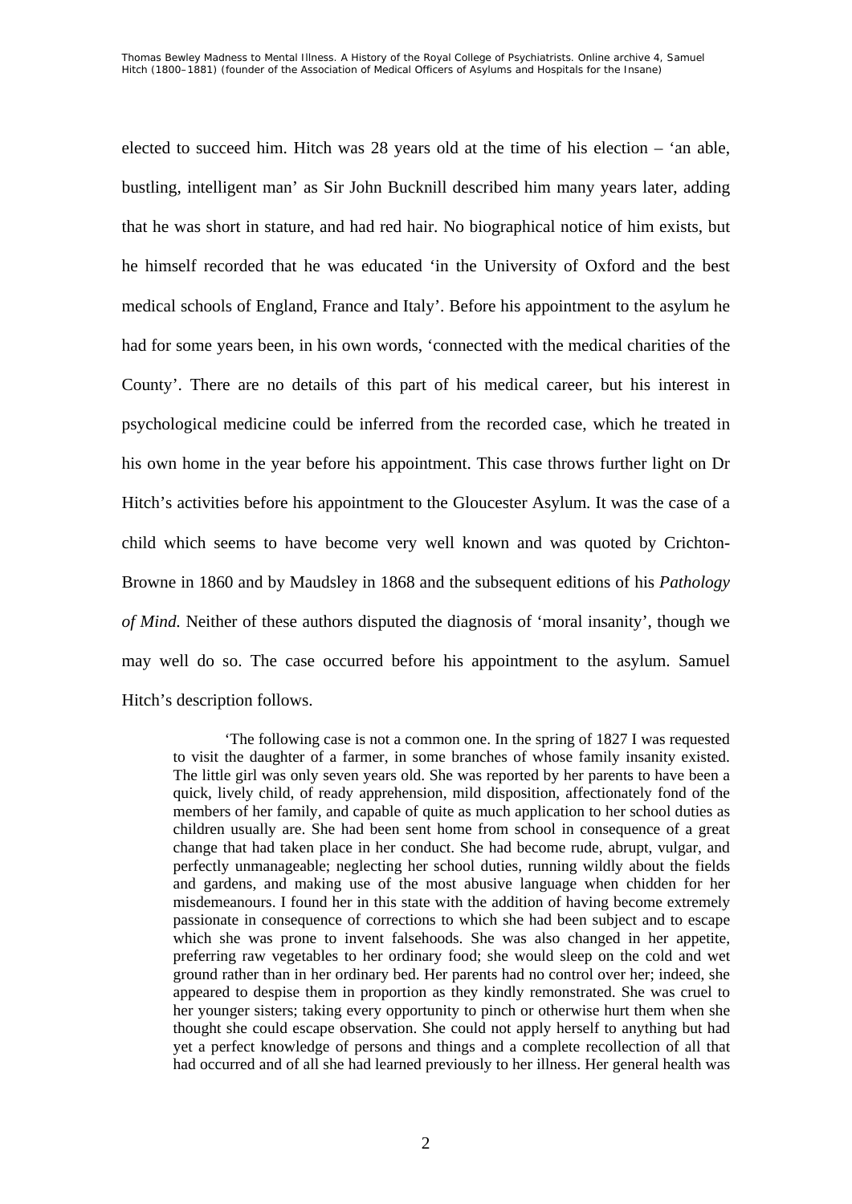elected to succeed him. Hitch was 28 years old at the time of his election – 'an able, bustling, intelligent man' as Sir John Bucknill described him many years later, adding that he was short in stature, and had red hair. No biographical notice of him exists, but he himself recorded that he was educated 'in the University of Oxford and the best medical schools of England, France and Italy'. Before his appointment to the asylum he had for some years been, in his own words, 'connected with the medical charities of the County'. There are no details of this part of his medical career, but his interest in psychological medicine could be inferred from the recorded case, which he treated in his own home in the year before his appointment. This case throws further light on Dr Hitch's activities before his appointment to the Gloucester Asylum. It was the case of a child which seems to have become very well known and was quoted by Crichton-Browne in 1860 and by Maudsley in 1868 and the subsequent editions of his *Pathology of Mind.* Neither of these authors disputed the diagnosis of 'moral insanity', though we may well do so. The case occurred before his appointment to the asylum. Samuel Hitch's description follows.

> 'The following case is not a common one. In the spring of 1827 I was requested to visit the daughter of a farmer, in some branches of whose family insanity existed. The little girl was only seven years old. She was reported by her parents to have been a quick, lively child, of ready apprehension, mild disposition, affectionately fond of the members of her family, and capable of quite as much application to her school duties as children usually are. She had been sent home from school in consequence of a great change that had taken place in her conduct. She had become rude, abrupt, vulgar, and perfectly unmanageable; neglecting her school duties, running wildly about the fields and gardens, and making use of the most abusive language when chidden for her misdemeanours. I found her in this state with the addition of having become extremely passionate in consequence of corrections to which she had been subject and to escape which she was prone to invent falsehoods. She was also changed in her appetite, preferring raw vegetables to her ordinary food; she would sleep on the cold and wet ground rather than in her ordinary bed. Her parents had no control over her; indeed, she appeared to despise them in proportion as they kindly remonstrated. She was cruel to her younger sisters; taking every opportunity to pinch or otherwise hurt them when she thought she could escape observation. She could not apply herself to anything but had yet a perfect knowledge of persons and things and a complete recollection of all that had occurred and of all she had learned previously to her illness. Her general health was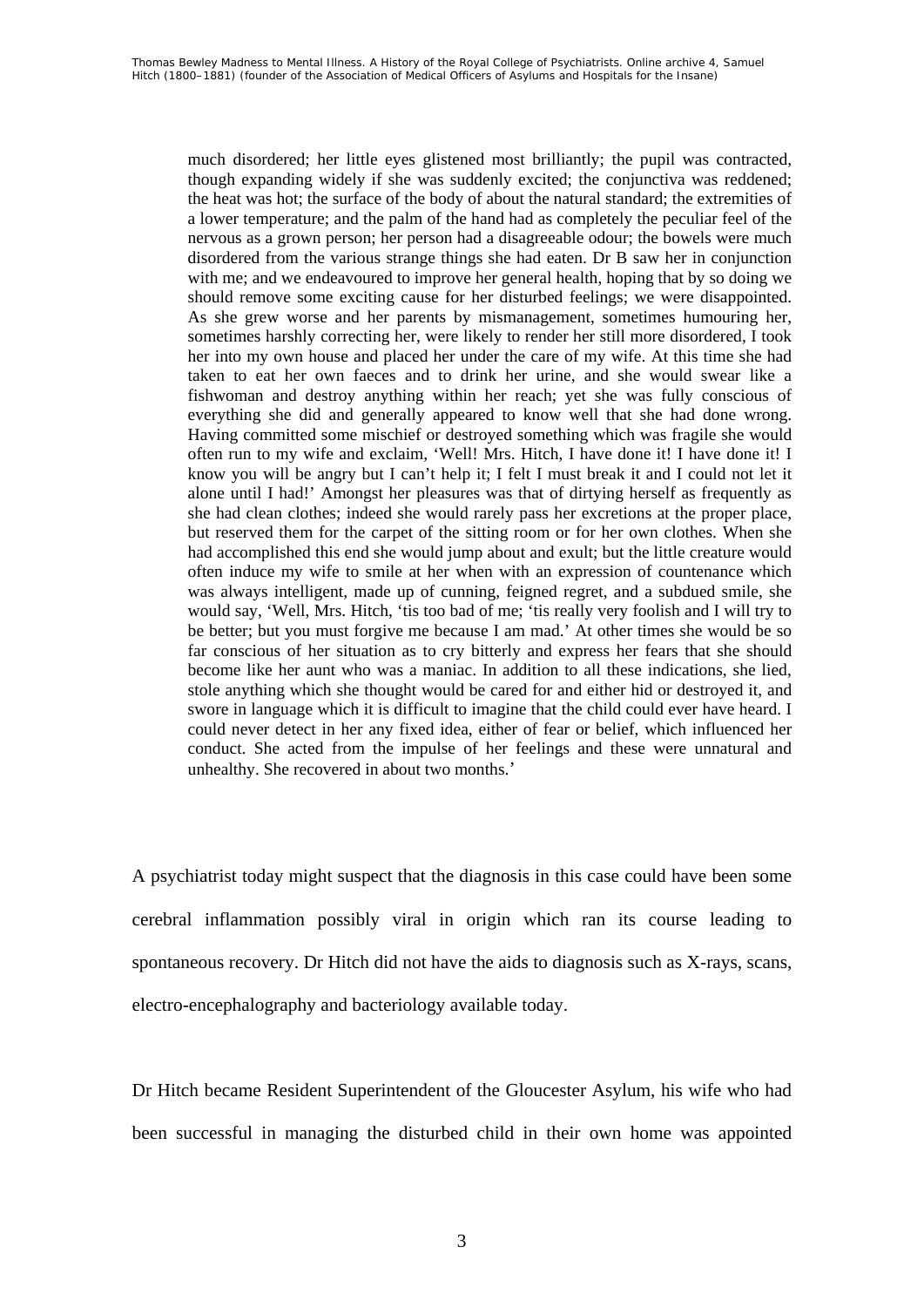> much disordered; her little eyes glistened most brilliantly; the pupil was contracted, though expanding widely if she was suddenly excited; the conjunctiva was reddened; the heat was hot; the surface of the body of about the natural standard; the extremities of a lower temperature; and the palm of the hand had as completely the peculiar feel of the nervous as a grown person; her person had a disagreeable odour; the bowels were much disordered from the various strange things she had eaten. Dr B saw her in conjunction with me; and we endeavoured to improve her general health, hoping that by so doing we should remove some exciting cause for her disturbed feelings; we were disappointed. As she grew worse and her parents by mismanagement, sometimes humouring her, sometimes harshly correcting her, were likely to render her still more disordered, I took her into my own house and placed her under the care of my wife. At this time she had taken to eat her own faeces and to drink her urine, and she would swear like a fishwoman and destroy anything within her reach; yet she was fully conscious of everything she did and generally appeared to know well that she had done wrong. Having committed some mischief or destroyed something which was fragile she would often run to my wife and exclaim, 'Well! Mrs. Hitch, I have done it! I have done it! I know you will be angry but I can't help it; I felt I must break it and I could not let it alone until I had!' Amongst her pleasures was that of dirtying herself as frequently as she had clean clothes; indeed she would rarely pass her excretions at the proper place, but reserved them for the carpet of the sitting room or for her own clothes. When she had accomplished this end she would jump about and exult; but the little creature would often induce my wife to smile at her when with an expression of countenance which was always intelligent, made up of cunning, feigned regret, and a subdued smile, she would say, 'Well, Mrs. Hitch, 'tis too bad of me; 'tis really very foolish and I will try to be better; but you must forgive me because I am mad.' At other times she would be so far conscious of her situation as to cry bitterly and express her fears that she should become like her aunt who was a maniac. In addition to all these indications, she lied, stole anything which she thought would be cared for and either hid or destroyed it, and swore in language which it is difficult to imagine that the child could ever have heard. I could never detect in her any fixed idea, either of fear or belief, which influenced her conduct. She acted from the impulse of her feelings and these were unnatural and unhealthy. She recovered in about two months.'

A psychiatrist today might suspect that the diagnosis in this case could have been some cerebral inflammation possibly viral in origin which ran its course leading to spontaneous recovery. Dr Hitch did not have the aids to diagnosis such as X-rays, scans, electro-encephalography and bacteriology available today.

Dr Hitch became Resident Superintendent of the Gloucester Asylum, his wife who had been successful in managing the disturbed child in their own home was appointed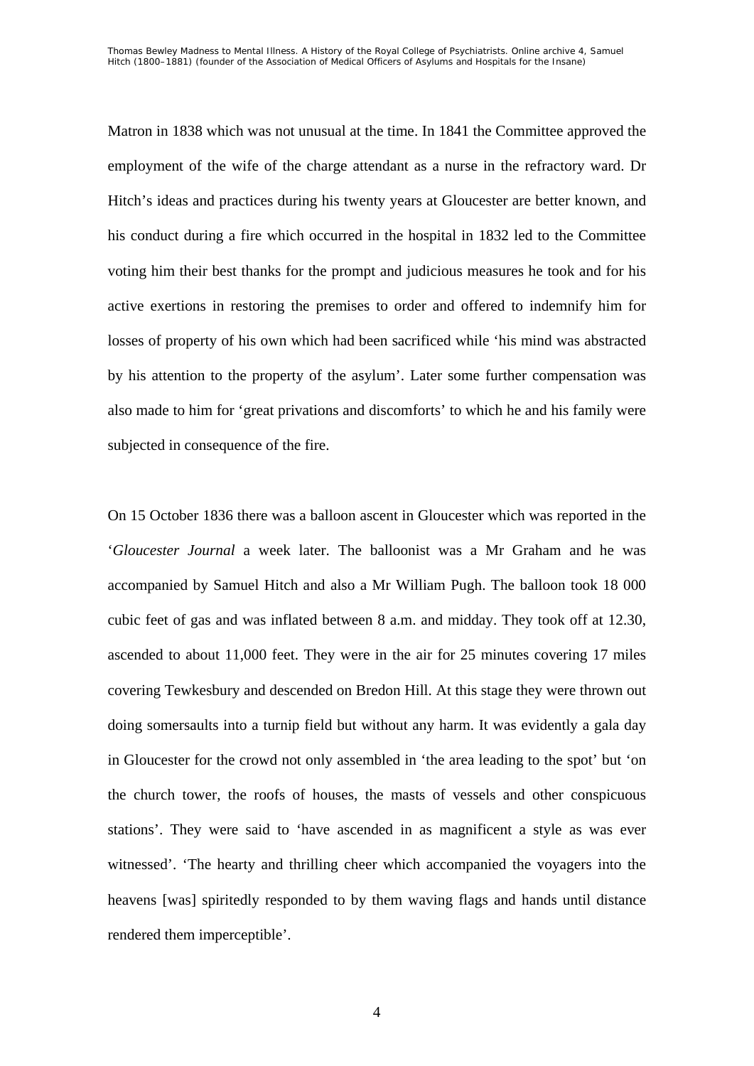Matron in 1838 which was not unusual at the time. In 1841 the Committee approved the employment of the wife of the charge attendant as a nurse in the refractory ward. Dr Hitch's ideas and practices during his twenty years at Gloucester are better known, and his conduct during a fire which occurred in the hospital in 1832 led to the Committee voting him their best thanks for the prompt and judicious measures he took and for his active exertions in restoring the premises to order and offered to indemnify him for losses of property of his own which had been sacrificed while 'his mind was abstracted by his attention to the property of the asylum'. Later some further compensation was also made to him for 'great privations and discomforts' to which he and his family were subjected in consequence of the fire.

On 15 October 1836 there was a balloon ascent in Gloucester which was reported in the '*Gloucester Journal* a week later. The balloonist was a Mr Graham and he was accompanied by Samuel Hitch and also a Mr William Pugh. The balloon took 18 000 cubic feet of gas and was inflated between 8 a.m. and midday. They took off at 12.30, ascended to about 11,000 feet. They were in the air for 25 minutes covering 17 miles covering Tewkesbury and descended on Bredon Hill. At this stage they were thrown out doing somersaults into a turnip field but without any harm. It was evidently a gala day in Gloucester for the crowd not only assembled in 'the area leading to the spot' but 'on the church tower, the roofs of houses, the masts of vessels and other conspicuous stations'. They were said to 'have ascended in as magnificent a style as was ever witnessed'. 'The hearty and thrilling cheer which accompanied the voyagers into the heavens [was] spiritedly responded to by them waving flags and hands until distance rendered them imperceptible'.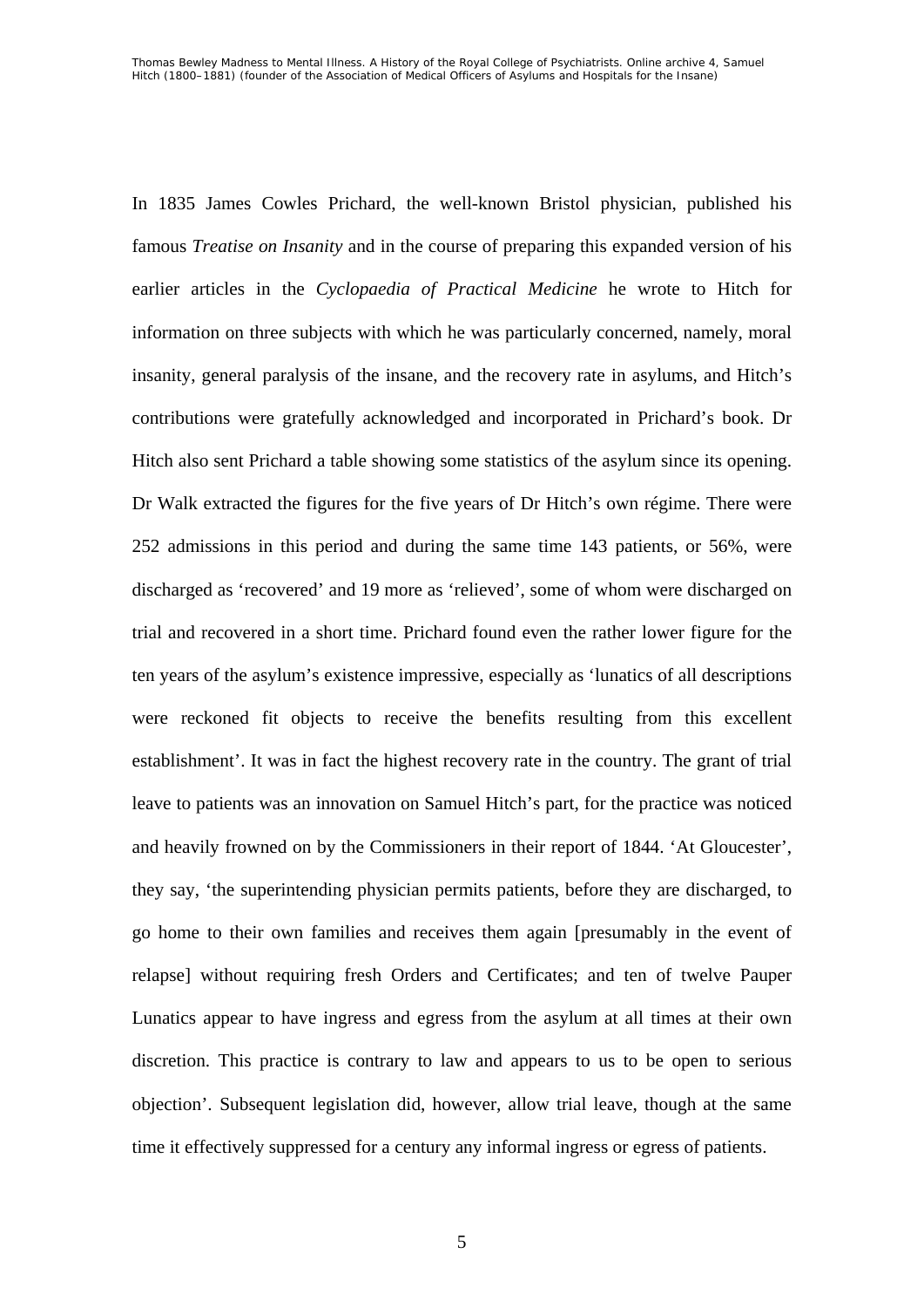In 1835 James Cowles Prichard, the well-known Bristol physician, published his famous *Treatise on Insanity* and in the course of preparing this expanded version of his earlier articles in the *Cyclopaedia of Practical Medicine* he wrote to Hitch for information on three subjects with which he was particularly concerned, namely, moral insanity, general paralysis of the insane, and the recovery rate in asylums, and Hitch's contributions were gratefully acknowledged and incorporated in Prichard's book. Dr Hitch also sent Prichard a table showing some statistics of the asylum since its opening. Dr Walk extracted the figures for the five years of Dr Hitch's own régime. There were 252 admissions in this period and during the same time 143 patients, or 56%, were discharged as 'recovered' and 19 more as 'relieved', some of whom were discharged on trial and recovered in a short time. Prichard found even the rather lower figure for the ten years of the asylum's existence impressive, especially as 'lunatics of all descriptions were reckoned fit objects to receive the benefits resulting from this excellent establishment'. It was in fact the highest recovery rate in the country. The grant of trial leave to patients was an innovation on Samuel Hitch's part, for the practice was noticed and heavily frowned on by the Commissioners in their report of 1844. 'At Gloucester', they say, 'the superintending physician permits patients, before they are discharged, to go home to their own families and receives them again [presumably in the event of relapse] without requiring fresh Orders and Certificates; and ten of twelve Pauper Lunatics appear to have ingress and egress from the asylum at all times at their own discretion. This practice is contrary to law and appears to us to be open to serious objection'. Subsequent legislation did, however, allow trial leave, though at the same time it effectively suppressed for a century any informal ingress or egress of patients.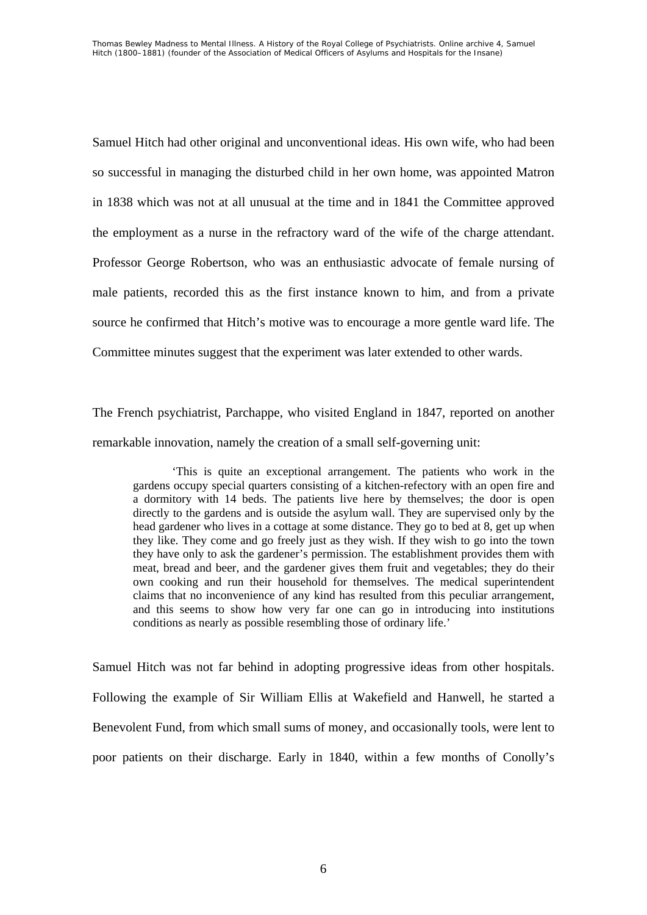Samuel Hitch had other original and unconventional ideas. His own wife, who had been so successful in managing the disturbed child in her own home, was appointed Matron in 1838 which was not at all unusual at the time and in 1841 the Committee approved the employment as a nurse in the refractory ward of the wife of the charge attendant. Professor George Robertson, who was an enthusiastic advocate of female nursing of male patients, recorded this as the first instance known to him, and from a private source he confirmed that Hitch's motive was to encourage a more gentle ward life. The Committee minutes suggest that the experiment was later extended to other wards.

The French psychiatrist, Parchappe, who visited England in 1847, reported on another remarkable innovation, namely the creation of a small self-governing unit:

> 'This is quite an exceptional arrangement. The patients who work in the gardens occupy special quarters consisting of a kitchen-refectory with an open fire and a dormitory with 14 beds. The patients live here by themselves; the door is open directly to the gardens and is outside the asylum wall. They are supervised only by the head gardener who lives in a cottage at some distance. They go to bed at 8, get up when they like. They come and go freely just as they wish. If they wish to go into the town they have only to ask the gardener's permission. The establishment provides them with meat, bread and beer, and the gardener gives them fruit and vegetables; they do their own cooking and run their household for themselves. The medical superintendent claims that no inconvenience of any kind has resulted from this peculiar arrangement, and this seems to show how very far one can go in introducing into institutions conditions as nearly as possible resembling those of ordinary life.'

Samuel Hitch was not far behind in adopting progressive ideas from other hospitals. Following the example of Sir William Ellis at Wakefield and Hanwell, he started a Benevolent Fund, from which small sums of money, and occasionally tools, were lent to poor patients on their discharge. Early in 1840, within a few months of Conolly's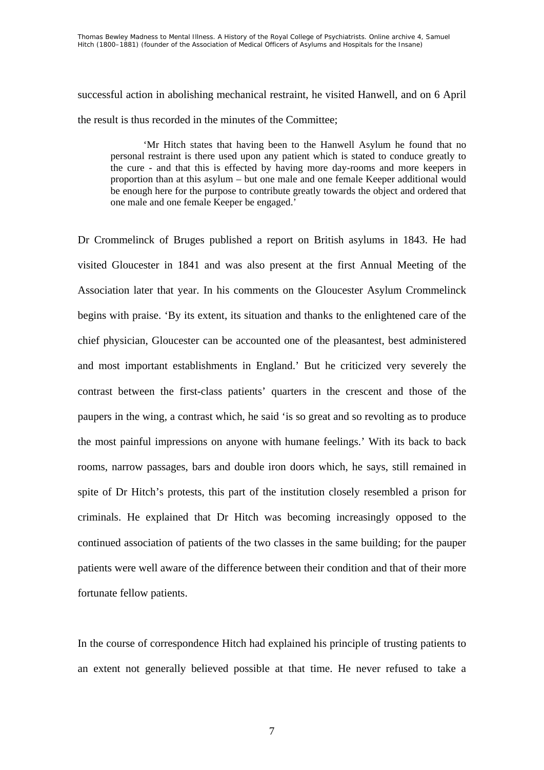successful action in abolishing mechanical restraint, he visited Hanwell, and on 6 April the result is thus recorded in the minutes of the Committee;

> 'Mr Hitch states that having been to the Hanwell Asylum he found that no personal restraint is there used upon any patient which is stated to conduce greatly to the cure - and that this is effected by having more day-rooms and more keepers in proportion than at this asylum – but one male and one female Keeper additional would be enough here for the purpose to contribute greatly towards the object and ordered that one male and one female Keeper be engaged.'

Dr Crommelinck of Bruges published a report on British asylums in 1843. He had visited Gloucester in 1841 and was also present at the first Annual Meeting of the Association later that year. In his comments on the Gloucester Asylum Crommelinck begins with praise. 'By its extent, its situation and thanks to the enlightened care of the chief physician, Gloucester can be accounted one of the pleasantest, best administered and most important establishments in England.' But he criticized very severely the contrast between the first-class patients' quarters in the crescent and those of the paupers in the wing, a contrast which, he said 'is so great and so revolting as to produce the most painful impressions on anyone with humane feelings.' With its back to back rooms, narrow passages, bars and double iron doors which, he says, still remained in spite of Dr Hitch's protests, this part of the institution closely resembled a prison for criminals. He explained that Dr Hitch was becoming increasingly opposed to the continued association of patients of the two classes in the same building; for the pauper patients were well aware of the difference between their condition and that of their more fortunate fellow patients.

In the course of correspondence Hitch had explained his principle of trusting patients to an extent not generally believed possible at that time. He never refused to take a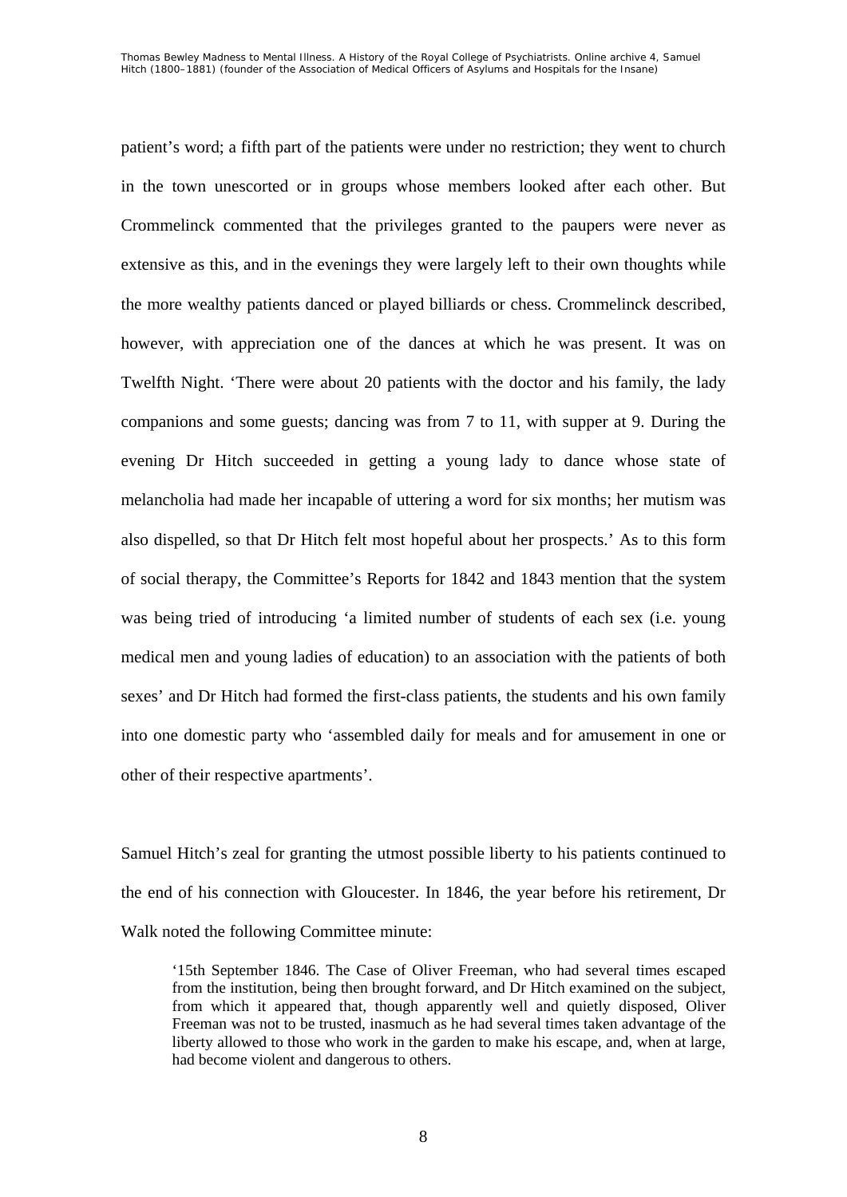patient's word; a fifth part of the patients were under no restriction; they went to church in the town unescorted or in groups whose members looked after each other. But Crommelinck commented that the privileges granted to the paupers were never as extensive as this, and in the evenings they were largely left to their own thoughts while the more wealthy patients danced or played billiards or chess. Crommelinck described, however, with appreciation one of the dances at which he was present. It was on Twelfth Night. 'There were about 20 patients with the doctor and his family, the lady companions and some guests; dancing was from 7 to 11, with supper at 9. During the evening Dr Hitch succeeded in getting a young lady to dance whose state of melancholia had made her incapable of uttering a word for six months; her mutism was also dispelled, so that Dr Hitch felt most hopeful about her prospects.' As to this form of social therapy, the Committee's Reports for 1842 and 1843 mention that the system was being tried of introducing 'a limited number of students of each sex (i.e. young medical men and young ladies of education) to an association with the patients of both sexes' and Dr Hitch had formed the first-class patients, the students and his own family into one domestic party who 'assembled daily for meals and for amusement in one or other of their respective apartments'.

Samuel Hitch's zeal for granting the utmost possible liberty to his patients continued to the end of his connection with Gloucester. In 1846, the year before his retirement, Dr Walk noted the following Committee minute:

> '15th September 1846. The Case of Oliver Freeman, who had several times escaped from the institution, being then brought forward, and Dr Hitch examined on the subject, from which it appeared that, though apparently well and quietly disposed, Oliver Freeman was not to be trusted, inasmuch as he had several times taken advantage of the liberty allowed to those who work in the garden to make his escape, and, when at large, had become violent and dangerous to others.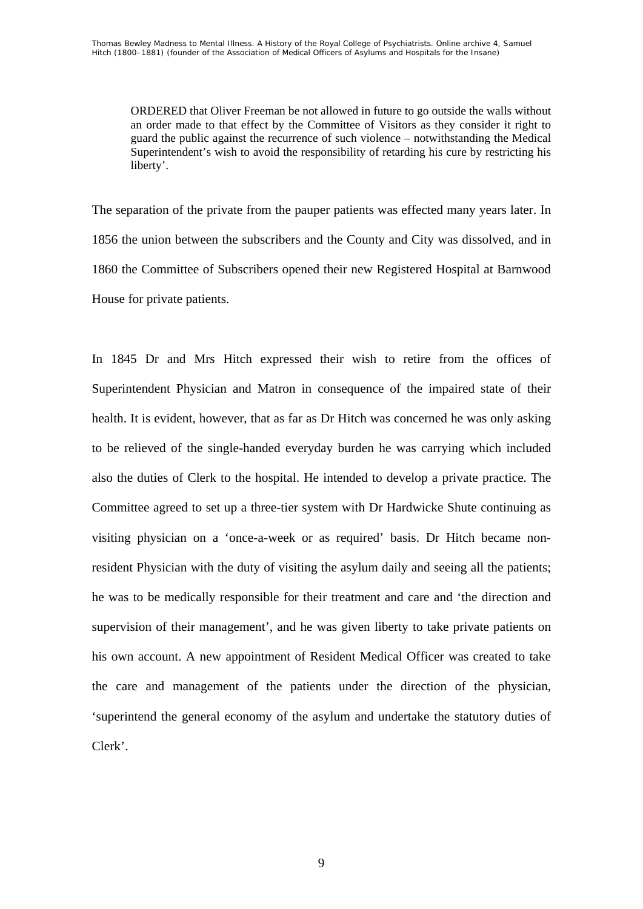> ORDERED that Oliver Freeman be not allowed in future to go outside the walls without an order made to that effect by the Committee of Visitors as they consider it right to guard the public against the recurrence of such violence – notwithstanding the Medical Superintendent's wish to avoid the responsibility of retarding his cure by restricting his liberty'.

The separation of the private from the pauper patients was effected many years later. In 1856 the union between the subscribers and the County and City was dissolved, and in 1860 the Committee of Subscribers opened their new Registered Hospital at Barnwood House for private patients.

In 1845 Dr and Mrs Hitch expressed their wish to retire from the offices of Superintendent Physician and Matron in consequence of the impaired state of their health. It is evident, however, that as far as Dr Hitch was concerned he was only asking to be relieved of the single-handed everyday burden he was carrying which included also the duties of Clerk to the hospital. He intended to develop a private practice. The Committee agreed to set up a three-tier system with Dr Hardwicke Shute continuing as visiting physician on a 'once-a-week or as required' basis. Dr Hitch became non-resident Physician with the duty of visiting the asylum daily and seeing all the patients; he was to be medically responsible for their treatment and care and 'the direction and supervision of their management', and he was given liberty to take private patients on his own account. A new appointment of Resident Medical Officer was created to take the care and management of the patients under the direction of the physician, 'superintend the general economy of the asylum and undertake the statutory duties of Clerk'.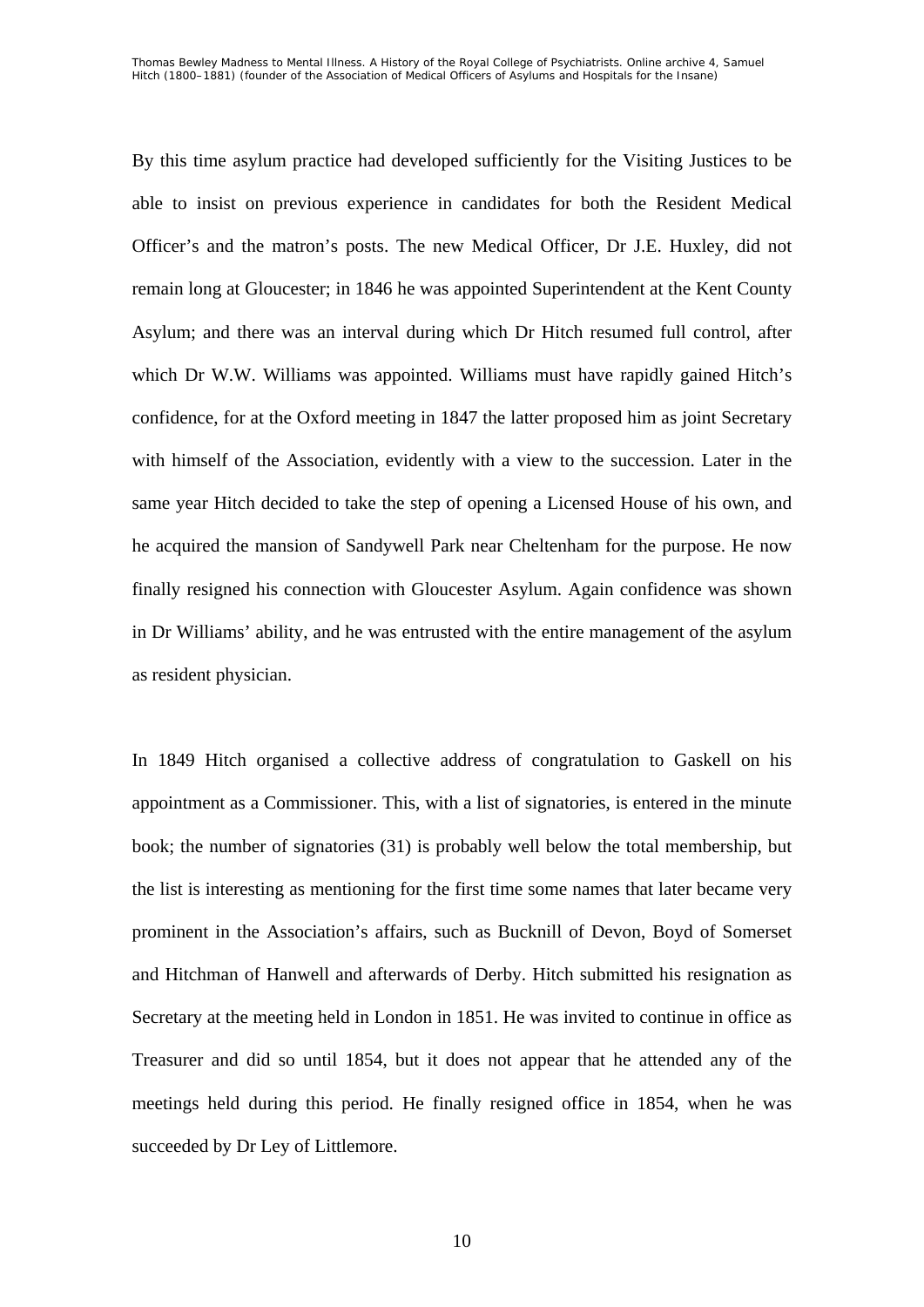By this time asylum practice had developed sufficiently for the Visiting Justices to be able to insist on previous experience in candidates for both the Resident Medical Officer's and the matron's posts. The new Medical Officer, Dr J.E. Huxley, did not remain long at Gloucester; in 1846 he was appointed Superintendent at the Kent County Asylum; and there was an interval during which Dr Hitch resumed full control, after which Dr W.W. Williams was appointed. Williams must have rapidly gained Hitch's confidence, for at the Oxford meeting in 1847 the latter proposed him as joint Secretary with himself of the Association, evidently with a view to the succession. Later in the same year Hitch decided to take the step of opening a Licensed House of his own, and he acquired the mansion of Sandywell Park near Cheltenham for the purpose. He now finally resigned his connection with Gloucester Asylum. Again confidence was shown in Dr Williams' ability, and he was entrusted with the entire management of the asylum as resident physician.

In 1849 Hitch organised a collective address of congratulation to Gaskell on his appointment as a Commissioner. This, with a list of signatories, is entered in the minute book; the number of signatories (31) is probably well below the total membership, but the list is interesting as mentioning for the first time some names that later became very prominent in the Association's affairs, such as Bucknill of Devon, Boyd of Somerset and Hitchman of Hanwell and afterwards of Derby. Hitch submitted his resignation as Secretary at the meeting held in London in 1851. He was invited to continue in office as Treasurer and did so until 1854, but it does not appear that he attended any of the meetings held during this period. He finally resigned office in 1854, when he was succeeded by Dr Ley of Littlemore.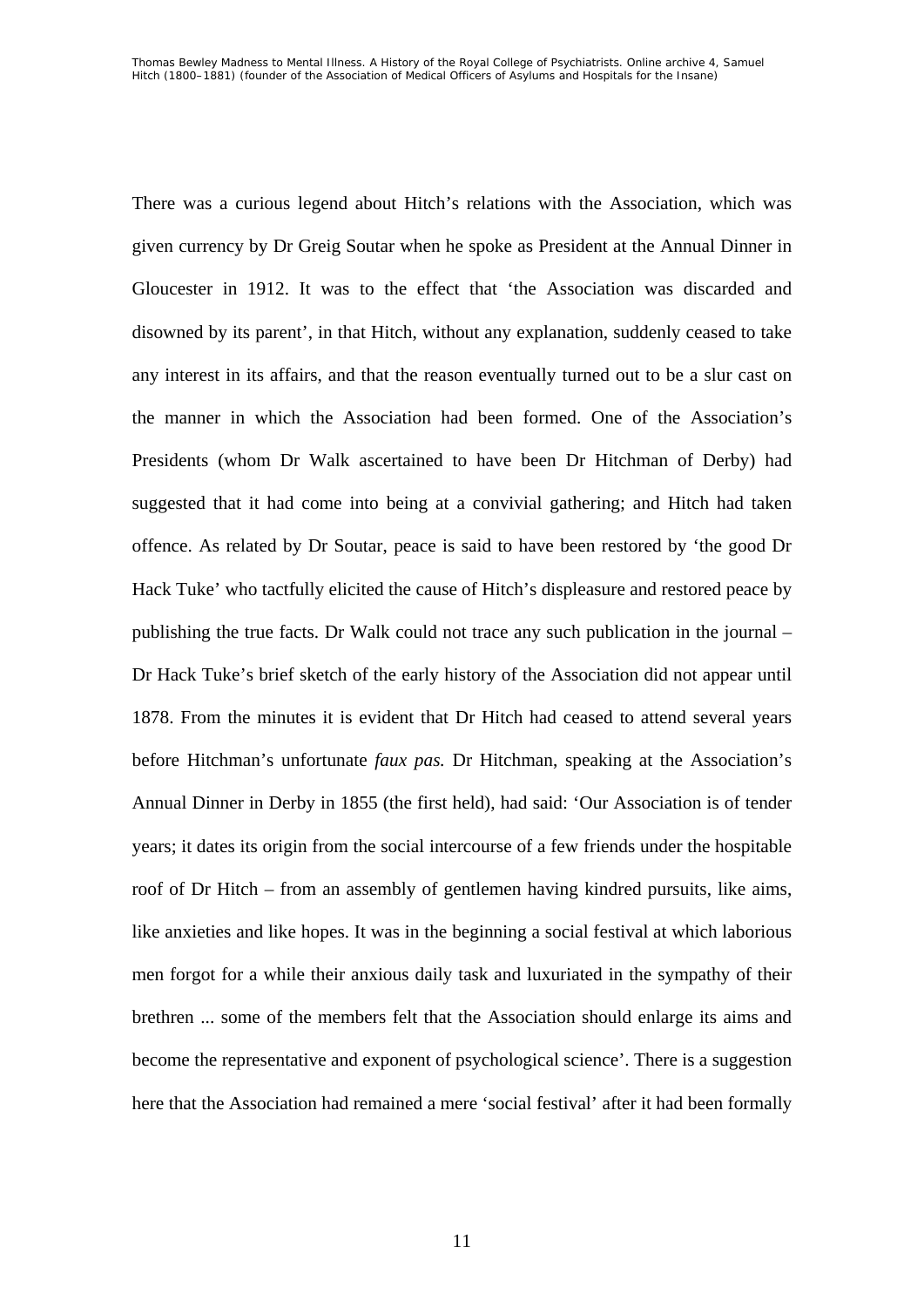There was a curious legend about Hitch's relations with the Association, which was given currency by Dr Greig Soutar when he spoke as President at the Annual Dinner in Gloucester in 1912. It was to the effect that 'the Association was discarded and disowned by its parent', in that Hitch, without any explanation, suddenly ceased to take any interest in its affairs, and that the reason eventually turned out to be a slur cast on the manner in which the Association had been formed. One of the Association's Presidents (whom Dr Walk ascertained to have been Dr Hitchman of Derby) had suggested that it had come into being at a convivial gathering; and Hitch had taken offence. As related by Dr Soutar, peace is said to have been restored by 'the good Dr Hack Tuke' who tactfully elicited the cause of Hitch's displeasure and restored peace by publishing the true facts. Dr Walk could not trace any such publication in the journal – Dr Hack Tuke's brief sketch of the early history of the Association did not appear until 1878. From the minutes it is evident that Dr Hitch had ceased to attend several years before Hitchman's unfortunate *faux pas.* Dr Hitchman, speaking at the Association's Annual Dinner in Derby in 1855 (the first held), had said: 'Our Association is of tender years; it dates its origin from the social intercourse of a few friends under the hospitable roof of Dr Hitch – from an assembly of gentlemen having kindred pursuits, like aims, like anxieties and like hopes. It was in the beginning a social festival at which laborious men forgot for a while their anxious daily task and luxuriated in the sympathy of their brethren ... some of the members felt that the Association should enlarge its aims and become the representative and exponent of psychological science'. There is a suggestion here that the Association had remained a mere 'social festival' after it had been formally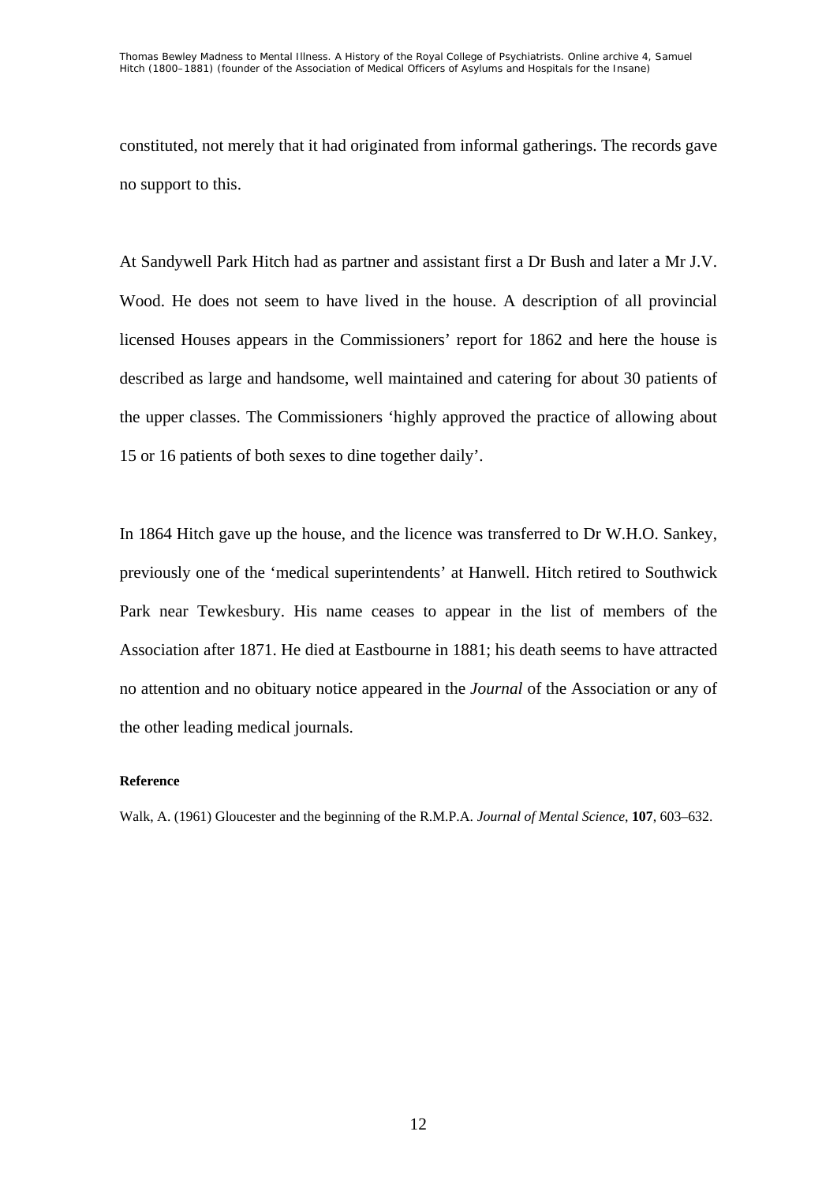constituted, not merely that it had originated from informal gatherings. The records gave no support to this.

At Sandywell Park Hitch had as partner and assistant first a Dr Bush and later a Mr J.V. Wood. He does not seem to have lived in the house. A description of all provincial licensed Houses appears in the Commissioners' report for 1862 and here the house is described as large and handsome, well maintained and catering for about 30 patients of the upper classes. The Commissioners 'highly approved the practice of allowing about 15 or 16 patients of both sexes to dine together daily'.

In 1864 Hitch gave up the house, and the licence was transferred to Dr W.H.O. Sankey, previously one of the 'medical superintendents' at Hanwell. Hitch retired to Southwick Park near Tewkesbury. His name ceases to appear in the list of members of the Association after 1871. He died at Eastbourne in 1881; his death seems to have attracted no attention and no obituary notice appeared in the *Journal* of the Association or any of the other leading medical journals.

#### Reference

Walk, A. (1961) Gloucester and the beginning of the R.M.P.A. *Journal of Mental Science*, **107**, 603–632.